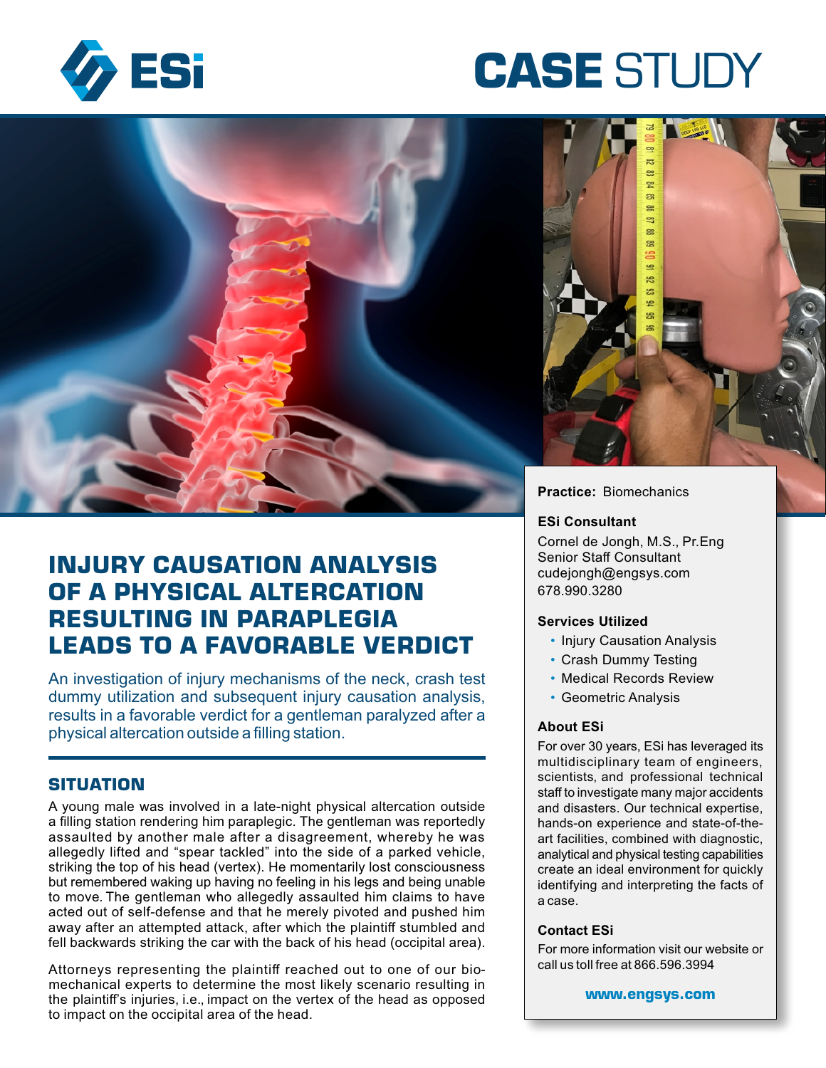# CASE STUDY

## INJURY CAUSATION ANALYSIS OF A PHYSICAL ALTERCATION RESULTING IN PARAPLEGIA LEADS TO A FAVORABLE VERDICT

An investigation of injury mechanisms of the neck, crash test dummy utilization and subsequent injury causation analysis, results in a favorable verdict for a gentleman paralyzed after a physical altercation outside a filling station.

### SITUATION

A young male was involved in a late-night physical altercation outside a filling station rendering him paraplegic. The gentleman was reportedly assaulted by another male after a disagreement, whereby he was allegedly lifted and "spear tackled" into the side of a parked vehicle, striking the top of his head (vertex). He momentarily lost consciousness but remembered waking up having no feeling in his legs and being unable to move. The gentleman who allegedly assaulted him claims to have acted out of self-defense and that he merely pivoted and pushed him away after an attempted attack, after which the plaintiff stumbled and fell backwards striking the car with the back of his head (occipital area).

Attorneys representing the plaintiff reached out to one of our biomechanical experts to determine the most likely scenario resulting in the plaintiff's injuries, i.e., impact on the vertex of the head as opposed to impact on the occipital area of the head.

**Practice:** Biomechanics

**ESi Consultant**

Cornel de Jongh, M.S., Pr.Eng
Senior Staff Consultant
cudejongh@engsys.com
678.990.3280

**Services Utilized**

- Injury Causation Analysis
- Crash Dummy Testing
- Medical Records Review
- Geometric Analysis

**About ESi**

For over 30 years, ESi has leveraged its multidisciplinary team of engineers, scientists, and professional technical staff to investigate many major accidents and disasters. Our technical expertise, hands-on experience and state-of-the-art facilities, combined with diagnostic, analytical and physical testing capabilities create an ideal environment for quickly identifying and interpreting the facts of a case.

**Contact ESi**

For more information visit our website or call us toll free at 866.596.3994

**www.engsys.com**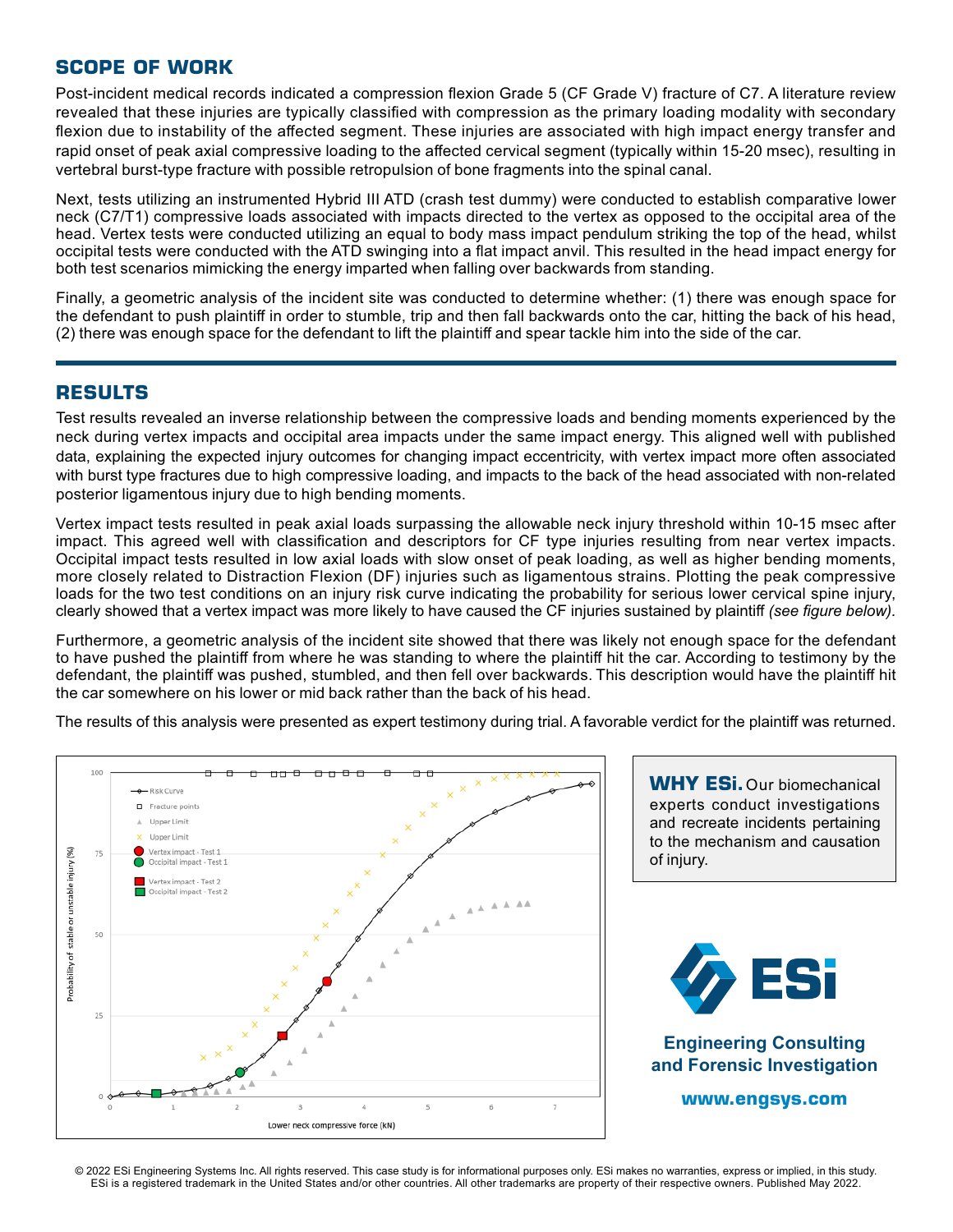## SCOPE OF WORK

Post-incident medical records indicated a compression flexion Grade 5 (CF Grade V) fracture of C7. A literature review revealed that these injuries are typically classified with compression as the primary loading modality with secondary flexion due to instability of the affected segment. These injuries are associated with high impact energy transfer and rapid onset of peak axial compressive loading to the affected cervical segment (typically within 15-20 msec), resulting in vertebral burst-type fracture with possible retropulsion of bone fragments into the spinal canal.

Next, tests utilizing an instrumented Hybrid III ATD (crash test dummy) were conducted to establish comparative lower neck (C7/T1) compressive loads associated with impacts directed to the vertex as opposed to the occipital area of the head. Vertex tests were conducted utilizing an equal to body mass impact pendulum striking the top of the head, whilst occipital tests were conducted with the ATD swinging into a flat impact anvil. This resulted in the head impact energy for both test scenarios mimicking the energy imparted when falling over backwards from standing.

Finally, a geometric analysis of the incident site was conducted to determine whether: (1) there was enough space for the defendant to push plaintiff in order to stumble, trip and then fall backwards onto the car, hitting the back of his head, (2) there was enough space for the defendant to lift the plaintiff and spear tackle him into the side of the car.

## RESULTS

Test results revealed an inverse relationship between the compressive loads and bending moments experienced by the neck during vertex impacts and occipital area impacts under the same impact energy. This aligned well with published data, explaining the expected injury outcomes for changing impact eccentricity, with vertex impact more often associated with burst type fractures due to high compressive loading, and impacts to the back of the head associated with non-related posterior ligamentous injury due to high bending moments.

Vertex impact tests resulted in peak axial loads surpassing the allowable neck injury threshold within 10-15 msec after impact. This agreed well with classification and descriptors for CF type injuries resulting from near vertex impacts. Occipital impact tests resulted in low axial loads with slow onset of peak loading, as well as higher bending moments, more closely related to Distraction Flexion (DF) injuries such as ligamentous strains. Plotting the peak compressive loads for the two test conditions on an injury risk curve indicating the probability for serious lower cervical spine injury, clearly showed that a vertex impact was more likely to have caused the CF injuries sustained by plaintiff *(see figure below).*

Furthermore, a geometric analysis of the incident site showed that there was likely not enough space for the defendant to have pushed the plaintiff from where he was standing to where the plaintiff hit the car. According to testimony by the defendant, the plaintiff was pushed, stumbled, and then fell over backwards. This description would have the plaintiff hit the car somewhere on his lower or mid back rather than the back of his head.

The results of this analysis were presented as expert testimony during trial. A favorable verdict for the plaintiff was returned.

Risk Curve
Fracture points
Upper Limit
Upper Limit
Vertex impact - Test 1
Occipital impact - Test 1
Vertex impact - Test 2
Occipital impact - Test 2

Probability of stable or unstable injury (%)

0
25
50
75
100

0 1 2 3 4 5 6 7

Lower neck compressive force (kN)

**WHY ESi.** Our biomechanical experts conduct investigations and recreate incidents pertaining to the mechanism and causation of injury.

ESi

**Engineering Consulting and Forensic Investigation**

**www.engsys.com**

© 2022 ESi Engineering Systems Inc. All rights reserved. This case study is for informational purposes only. ESi makes no warranties, express or implied, in this study. ESi is a registered trademark in the United States and/or other countries. All other trademarks are property of their respective owners. Published May 2022.